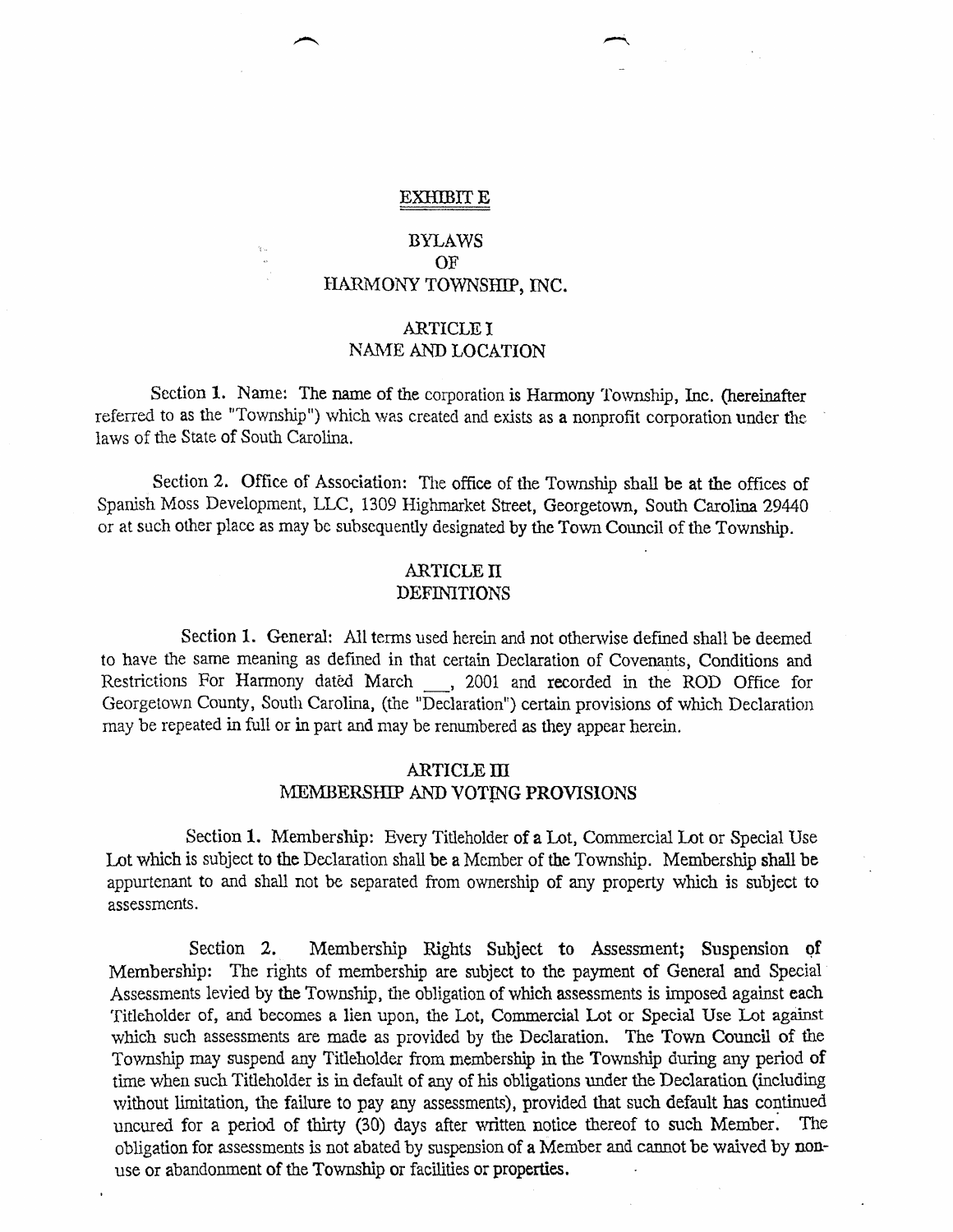EXHIBIT E

# BYLAWS
# OF
# HARMONY TOWNSHIP, INC.

## ARTICLE I
## NAME AND LOCATION

Section 1. Name: The name of the corporation is Harmony Township, Inc. (hereinafter referred to as the "Township") which was created and exists as a nonprofit corporation under the laws of the State of South Carolina.

Section 2. Office of Association: The office of the Township shall be at the offices of Spanish Moss Development, LLC, 1309 Highmarket Street, Georgetown, South Carolina 29440 or at such other place as may be subsequently designated by the Town Council of the Township.

## ARTICLE II
## DEFINITIONS

Section 1. General: All terms used herein and not otherwise defined shall be deemed to have the same meaning as defined in that certain Declaration of Covenants, Conditions and Restrictions For Harmony dated March \_\_\_, 2001 and recorded in the ROD Office for Georgetown County, South Carolina, (the "Declaration") certain provisions of which Declaration may be repeated in full or in part and may be renumbered as they appear herein.

## ARTICLE III
## MEMBERSHIP AND VOTING PROVISIONS

Section 1. Membership: Every Titleholder of a Lot, Commercial Lot or Special Use Lot which is subject to the Declaration shall be a Member of the Township. Membership shall be appurtenant to and shall not be separated from ownership of any property which is subject to assessments.

Section 2. Membership Rights Subject to Assessment; Suspension of Membership: The rights of membership are subject to the payment of General and Special Assessments levied by the Township, the obligation of which assessments is imposed against each Titleholder of, and becomes a lien upon, the Lot, Commercial Lot or Special Use Lot against which such assessments are made as provided by the Declaration. The Town Council of the Township may suspend any Titleholder from membership in the Township during any period of time when such Titleholder is in default of any of his obligations under the Declaration (including without limitation, the failure to pay any assessments), provided that such default has continued uncured for a period of thirty (30) days after written notice thereof to such Member. The obligation for assessments is not abated by suspension of a Member and cannot be waived by non-use or abandonment of the Township or facilities or properties.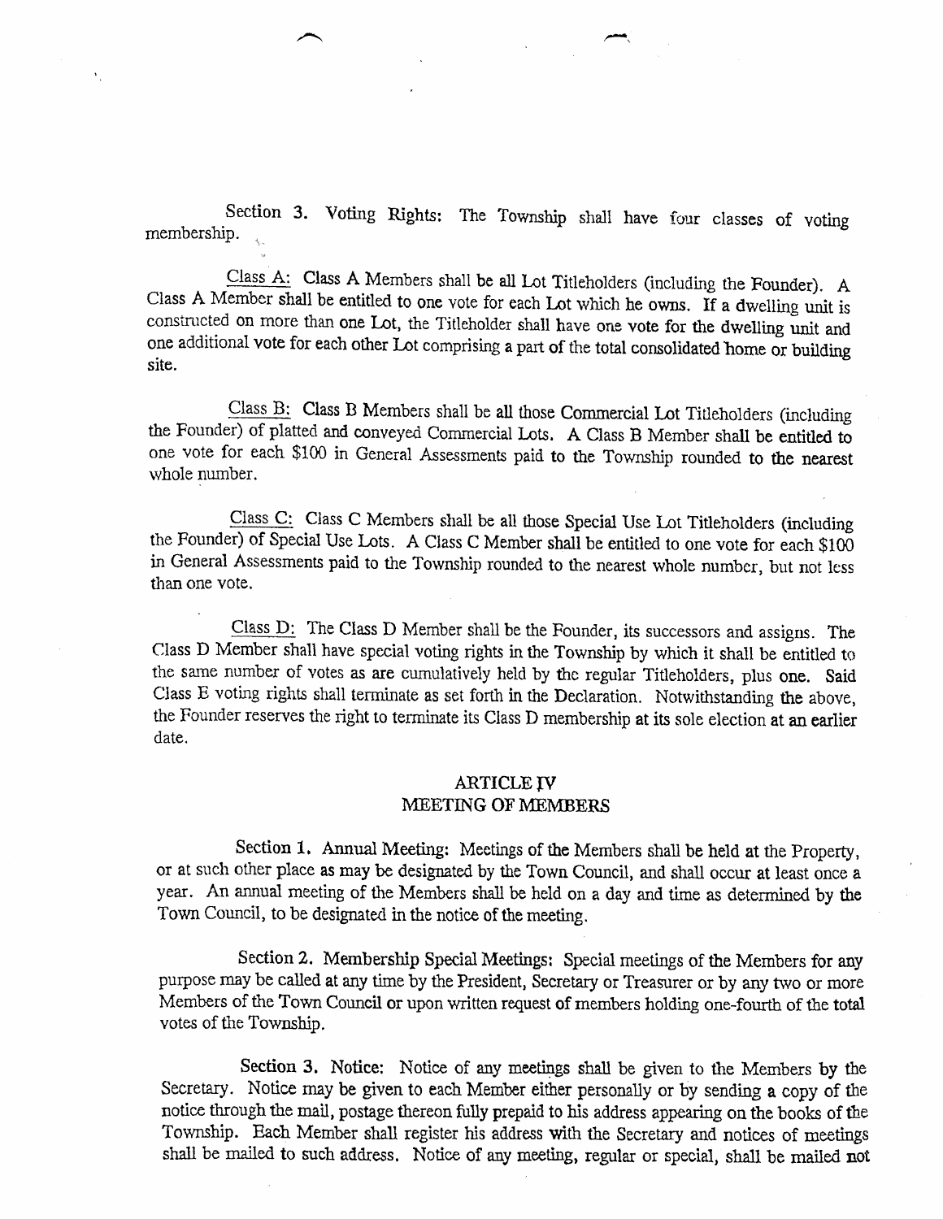Section 3. Voting Rights: The Township shall have four classes of voting membership.

Class A: Class A Members shall be all Lot Titleholders (including the Founder). A Class A Member shall be entitled to one vote for each Lot which he owns. If a dwelling unit is constructed on more than one Lot, the Titleholder shall have one vote for the dwelling unit and one additional vote for each other Lot comprising a part of the total consolidated home or building site.

Class B: Class B Members shall be all those Commercial Lot Titleholders (including the Founder) of platted and conveyed Commercial Lots. A Class B Member shall be entitled to one vote for each $100 in General Assessments paid to the Township rounded to the nearest whole number.

Class C: Class C Members shall be all those Special Use Lot Titleholders (including the Founder) of Special Use Lots. A Class C Member shall be entitled to one vote for each $100 in General Assessments paid to the Township rounded to the nearest whole number, but not less than one vote.

Class D: The Class D Member shall be the Founder, its successors and assigns. The Class D Member shall have special voting rights in the Township by which it shall be entitled to the same number of votes as are cumulatively held by the regular Titleholders, plus one. Said Class E voting rights shall terminate as set forth in the Declaration. Notwithstanding the above, the Founder reserves the right to terminate its Class D membership at its sole election at an earlier date.

## ARTICLE IV
## MEETING OF MEMBERS

Section 1. Annual Meeting: Meetings of the Members shall be held at the Property, or at such other place as may be designated by the Town Council, and shall occur at least once a year. An annual meeting of the Members shall be held on a day and time as determined by the Town Council, to be designated in the notice of the meeting.

Section 2. Membership Special Meetings: Special meetings of the Members for any purpose may be called at any time by the President, Secretary or Treasurer or by any two or more Members of the Town Council or upon written request of members holding one-fourth of the total votes of the Township.

Section 3. Notice: Notice of any meetings shall be given to the Members by the Secretary. Notice may be given to each Member either personally or by sending a copy of the notice through the mail, postage thereon fully prepaid to his address appearing on the books of the Township. Each Member shall register his address with the Secretary and notices of meetings shall be mailed to such address. Notice of any meeting, regular or special, shall be mailed not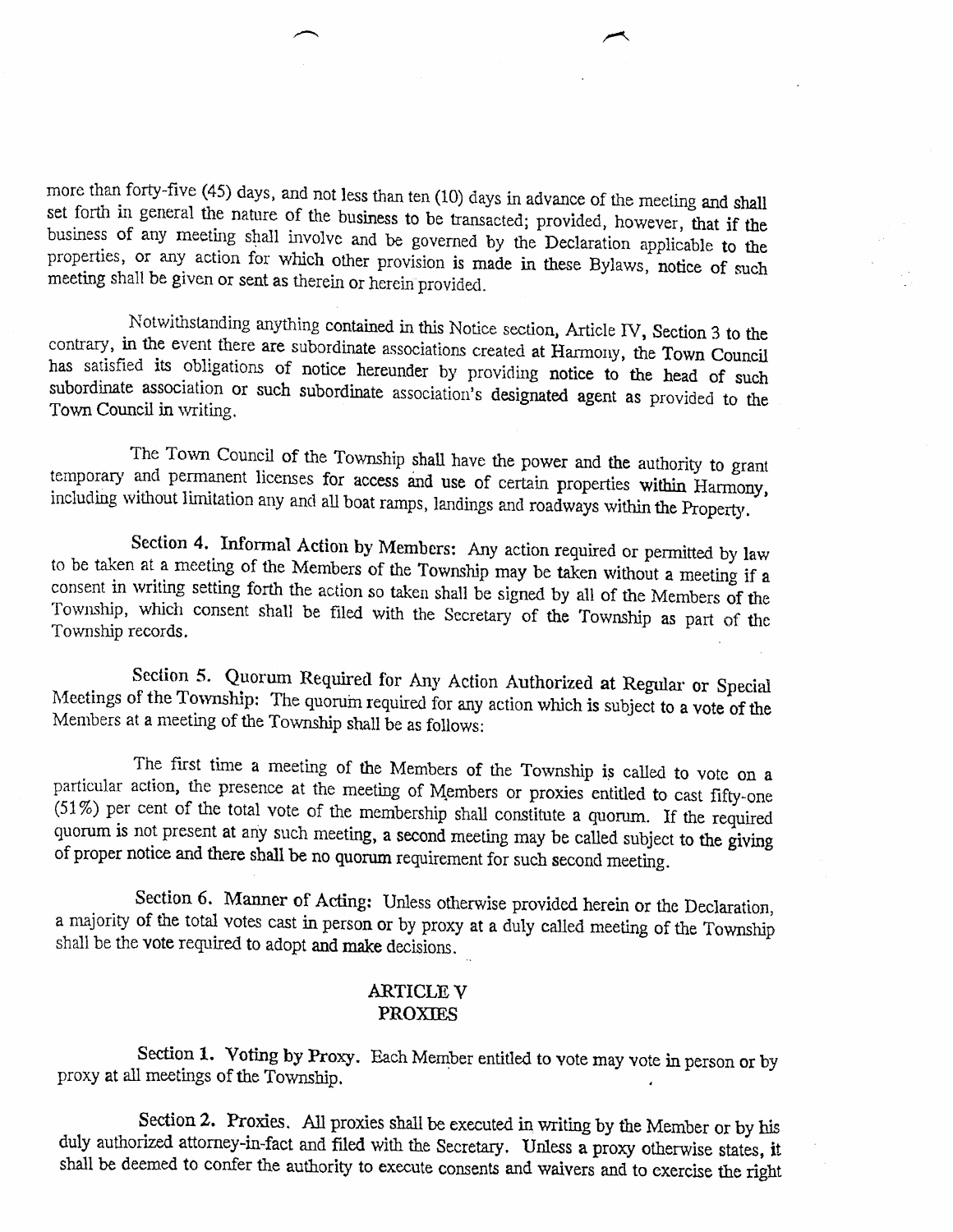more than forty-five (45) days, and not less than ten (10) days in advance of the meeting and shall set forth in general the nature of the business to be transacted; provided, however, that if the business of any meeting shall involve and be governed by the Declaration applicable to the properties, or any action for which other provision is made in these Bylaws, notice of such meeting shall be given or sent as therein or herein provided.

Notwithstanding anything contained in this Notice section, Article IV, Section 3 to the contrary, in the event there are subordinate associations created at Harmony, the Town Council has satisfied its obligations of notice hereunder by providing notice to the head of such subordinate association or such subordinate association's designated agent as provided to the Town Council in writing.

The Town Council of the Township shall have the power and the authority to grant temporary and permanent licenses for access and use of certain properties within Harmony, including without limitation any and all boat ramps, landings and roadways within the Property.

**Section 4. Informal Action by Members:** Any action required or permitted by law to be taken at a meeting of the Members of the Township may be taken without a meeting if a consent in writing setting forth the action so taken shall be signed by all of the Members of the Township, which consent shall be filed with the Secretary of the Township as part of the Township records.

**Section 5. Quorum Required for Any Action Authorized at Regular or Special Meetings of the Township:** The quorum required for any action which is subject to a vote of the Members at a meeting of the Township shall be as follows:

The first time a meeting of the Members of the Township is called to vote on a particular action, the presence at the meeting of Members or proxies entitled to cast fifty-one (51%) per cent of the total vote of the membership shall constitute a quorum. If the required quorum is not present at any such meeting, a second meeting may be called subject to the giving of proper notice and there shall be no quorum requirement for such second meeting.

**Section 6. Manner of Acting:** Unless otherwise provided herein or the Declaration, a majority of the total votes cast in person or by proxy at a duly called meeting of the Township shall be the vote required to adopt and make decisions.

## ARTICLE V
## PROXIES

**Section 1. Voting by Proxy.** Each Member entitled to vote may vote in person or by proxy at all meetings of the Township.

**Section 2. Proxies.** All proxies shall be executed in writing by the Member or by his duly authorized attorney-in-fact and filed with the Secretary. Unless a proxy otherwise states, it shall be deemed to confer the authority to execute consents and waivers and to exercise the right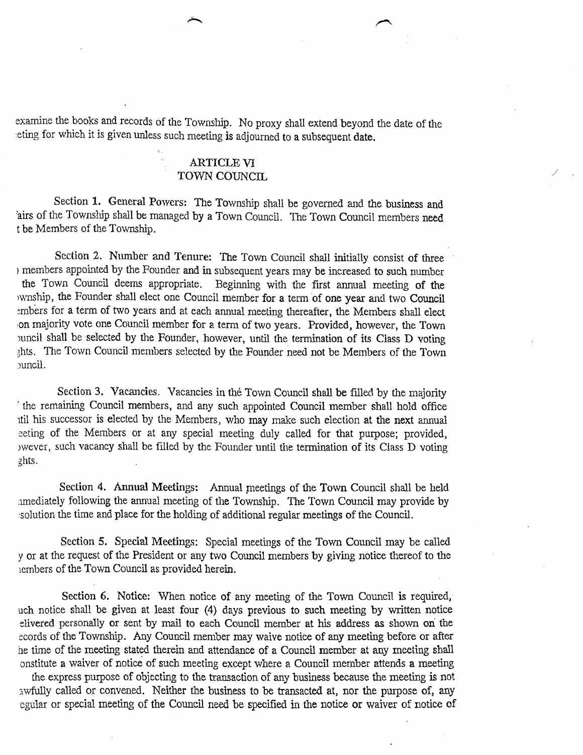examine the books and records of the Township. No proxy shall extend beyond the date of the ·eting for which it is given unless such meeting is adjourned to a subsequent date.

## ARTICLE VI
## TOWN COUNCIL

Section 1. General Powers: The Township shall be governed and the business and 'airs of the Township shall be managed by a Town Council. The Town Council members need t be Members of the Township.

Section 2. Number and Tenure: The Town Council shall initially consist of three ) members appointed by the Founder and in subsequent years may be increased to such number the Town Council deems appropriate. Beginning with the first annual meeting of the ›wnship, the Founder shall elect one Council member for a term of one year and two Council embers for a term of two years and at each annual meeting thereafter, the Members shall elect on majority vote one Council member for a term of two years. Provided, however, the Town ›uncil shall be selected by the Founder, however, until the termination of its Class D voting ghts. The Town Council members selected by the Founder need not be Members of the Town ›uncil.

Section 3. Vacancies. Vacancies in the Town Council shall be filled by the majority the remaining Council members, and any such appointed Council member shall hold office itil his successor is elected by the Members, who may make such election at the next annual eeting of the Members or at any special meeting duly called for that purpose; provided, ›wever, such vacancy shall be filled by the Founder until the termination of its Class D voting ghts.

Section 4. Annual Meetings: Annual meetings of the Town Council shall be held amediately following the annual meeting of the Township. The Town Council may provide by solution the time and place for the holding of additional regular meetings of the Council.

Section 5. Special Meetings: Special meetings of the Town Council may be called y or at the request of the President or any two Council members by giving notice thereof to the iembers of the Town Council as provided herein.

Section 6. Notice: When notice of any meeting of the Town Council is required, uch notice shall be given at least four (4) days previous to such meeting by written notice elivered personally or sent by mail to each Council member at his address as shown on the ecords of the Township. Any Council member may waive notice of any meeting before or after he time of the meeting stated therein and attendance of a Council member at any meeting shall onstitute a waiver of notice of such meeting except where a Council member attends a meeting the express purpose of objecting to the transaction of any business because the meeting is not awfully called or convened. Neither the business to be transacted at, nor the purpose of, any egular or special meeting of the Council need be specified in the notice or waiver of notice of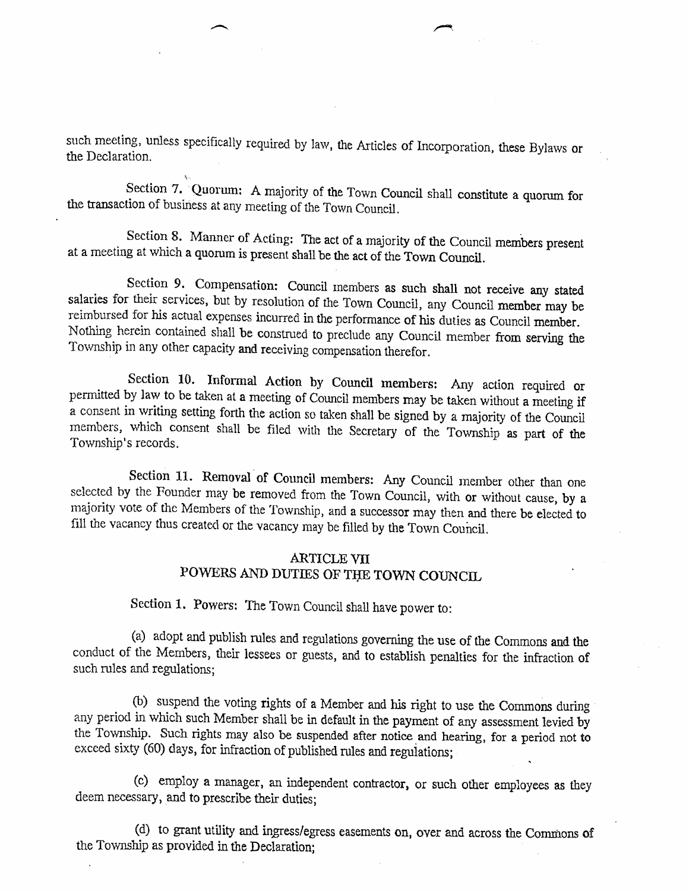such meeting, unless specifically required by law, the Articles of Incorporation, these Bylaws or the Declaration.

Section 7. Quorum: A majority of the Town Council shall constitute a quorum for the transaction of business at any meeting of the Town Council.

Section 8. Manner of Acting: The act of a majority of the Council members present at a meeting at which a quorum is present shall be the act of the Town Council.

Section 9. Compensation: Council members as such shall not receive any stated salaries for their services, but by resolution of the Town Council, any Council member may be reimbursed for his actual expenses incurred in the performance of his duties as Council member. Nothing herein contained shall be construed to preclude any Council member from serving the Township in any other capacity and receiving compensation therefor.

Section 10. **Informal Action by Council members:** Any action required or permitted by law to be taken at a meeting of Council members may be taken without a meeting if a consent in writing setting forth the action so taken shall be signed by a majority of the Council members, which consent shall be filed with the Secretary of the Township as part of the Township's records.

Section 11. Removal of Council members: Any Council member other than one selected by the Founder may be removed from the Town Council, with or without cause, by a majority vote of the Members of the Township, and a successor may then and there be elected to fill the vacancy thus created or the vacancy may be filled by the Town Council.

## ARTICLE VII
## POWERS AND DUTIES OF THE TOWN COUNCIL

Section 1. Powers: The Town Council shall have power to:

(a) adopt and publish rules and regulations governing the use of the Commons and the conduct of the Members, their lessees or guests, and to establish penalties for the infraction of such rules and regulations;

(b) suspend the voting rights of a Member and his right to use the Commons during any period in which such Member shall be in default in the payment of any assessment levied by the Township. Such rights may also be suspended after notice and hearing, for a period not to exceed sixty (60) days, for infraction of published rules and regulations;

(c) employ a manager, an independent contractor, or such other employees as they deem necessary, and to prescribe their duties;

(d) to grant utility and ingress/egress easements on, over and across the Commons of the Township as provided in the Declaration;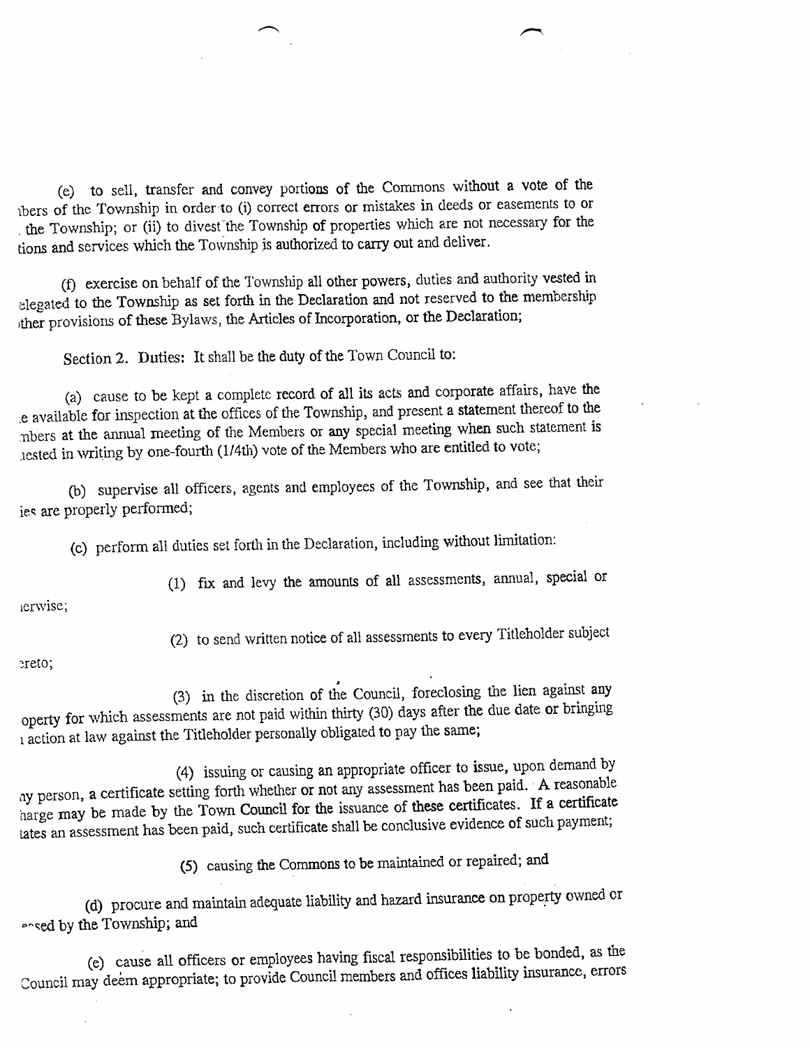(e) to sell, transfer and convey portions of the Commons without a vote of the ıbers of the Township in order to (i) correct errors or mistakes in deeds or easements to or the Township; or (ii) to divest the Township of properties which are not necessary for the tions and services which the Township is authorized to carry out and deliver.

(f) exercise on behalf of the Township all other powers, duties and authority vested in elegated to the Township as set forth in the Declaration and not reserved to the membership ther provisions of these Bylaws, the Articles of Incorporation, or the Declaration;

Section 2. Duties: It shall be the duty of the Town Council to:

(a) cause to be kept a complete record of all its acts and corporate affairs, have the e available for inspection at the offices of the Township, and present a statement thereof to the nbers at the annual meeting of the Members or any special meeting when such statement is ested in writing by one-fourth (1/4th) vote of the Members who are entitled to vote;

(b) supervise all officers, agents and employees of the Township, and see that their ies are properly performed;

(c) perform all duties set forth in the Declaration, including without limitation:

(1) fix and levy the amounts of all assessments, annual, special or ıerwise;

(2) to send written notice of all assessments to every Titleholder subject ereto;

(3) in the discretion of the Council, foreclosing the lien against any operty for which assessments are not paid within thirty (30) days after the due date or bringing 1 action at law against the Titleholder personally obligated to pay the same;

(4) issuing or causing an appropriate officer to issue, upon demand by ny person, a certificate setting forth whether or not any assessment has been paid. A reasonable harge may be made by the Town Council for the issuance of these certificates. If a certificate tates an assessment has been paid, such certificate shall be conclusive evidence of such payment;

(5) causing the Commons to be maintained or repaired; and

(d) procure and maintain adequate liability and hazard insurance on property owned or ased by the Township; and

(e) cause all officers or employees having fiscal responsibilities to be bonded, as the Council may deem appropriate; to provide Council members and offices liability insurance, errors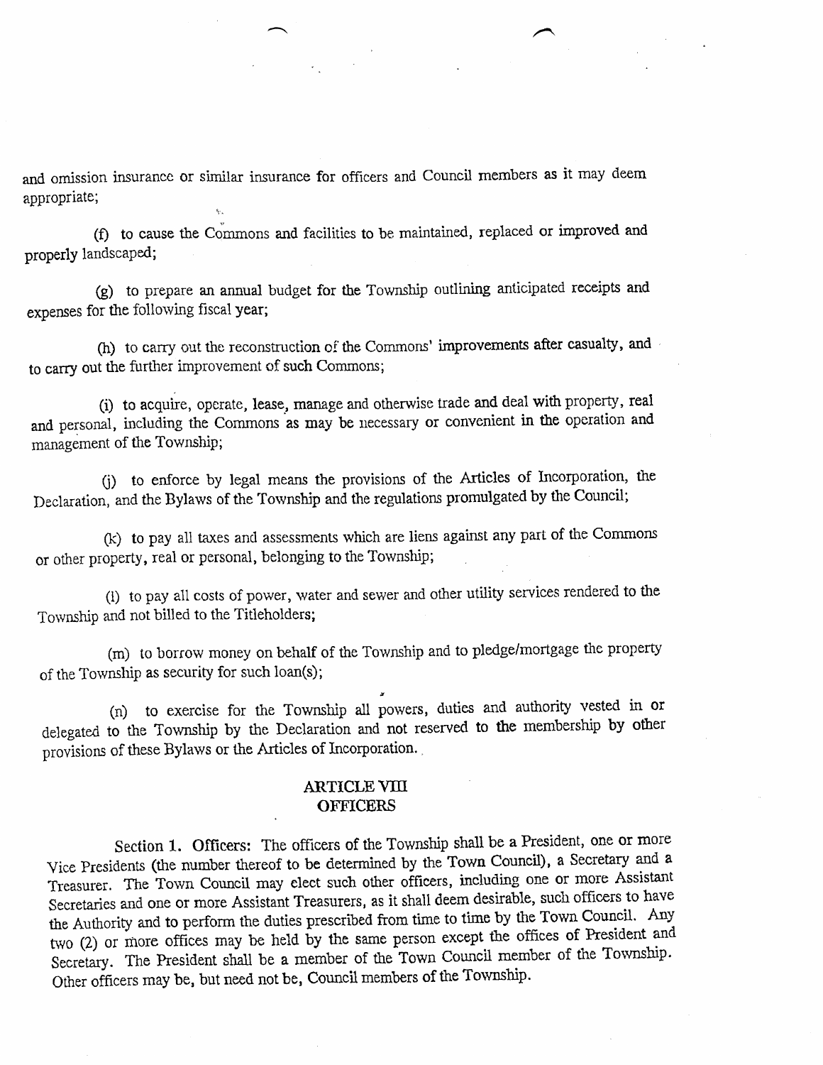and omission insurance or similar insurance for officers and Council members as it may deem appropriate;

(f) to cause the Commons and facilities to be maintained, replaced or improved and properly landscaped;

(g) to prepare an annual budget for the Township outlining anticipated receipts and expenses for the following fiscal year;

(h) to carry out the reconstruction of the Commons' improvements after casualty, and to carry out the further improvement of such Commons;

(i) to acquire, operate, lease, manage and otherwise trade and deal with property, real and personal, including the Commons as may be necessary or convenient in the operation and management of the Township;

(j) to enforce by legal means the provisions of the Articles of Incorporation, the Declaration, and the Bylaws of the Township and the regulations promulgated by the Council;

(k) to pay all taxes and assessments which are liens against any part of the Commons or other property, real or personal, belonging to the Township;

(l) to pay all costs of power, water and sewer and other utility services rendered to the Township and not billed to the Titleholders;

(m) to borrow money on behalf of the Township and to pledge/mortgage the property of the Township as security for such loan(s);

(n) to exercise for the Township all powers, duties and authority vested in or delegated to the Township by the Declaration and not reserved to the membership by other provisions of these Bylaws or the Articles of Incorporation.

## ARTICLE VIII
## OFFICERS

Section 1. Officers: The officers of the Township shall be a President, one or more Vice Presidents (the number thereof to be determined by the Town Council), a Secretary and a Treasurer. The Town Council may elect such other officers, including one or more Assistant Secretaries and one or more Assistant Treasurers, as it shall deem desirable, such officers to have the Authority and to perform the duties prescribed from time to time by the Town Council. Any two (2) or more offices may be held by the same person except the offices of President and Secretary. The President shall be a member of the Town Council member of the Township. Other officers may be, but need not be, Council members of the Township.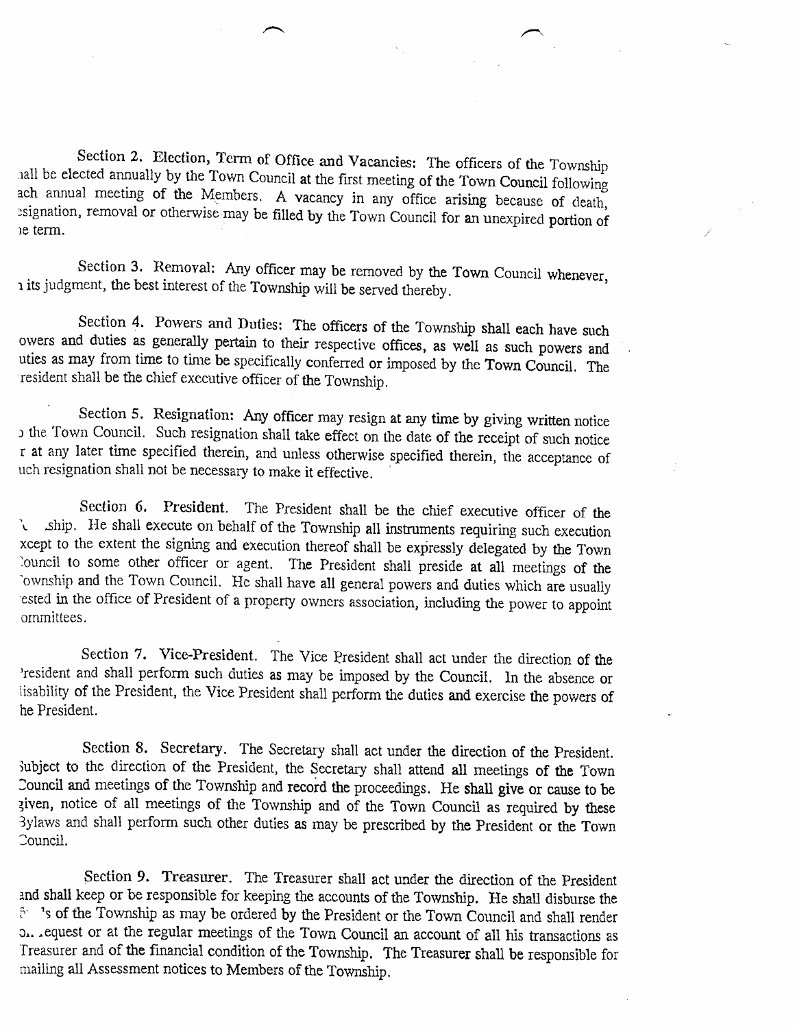Section 2. Election, Term of Office and Vacancies: The officers of the Township shall be elected annually by the Town Council at the first meeting of the Town Council following each annual meeting of the Members. A vacancy in any office arising because of death, resignation, removal or otherwise may be filled by the Town Council for an unexpired portion of the term.

Section 3. Removal: Any officer may be removed by the Town Council whenever, in its judgment, the best interest of the Township will be served thereby.

Section 4. Powers and Duties: The officers of the Township shall each have such powers and duties as generally pertain to their respective offices, as well as such powers and duties as may from time to time be specifically conferred or imposed by the Town Council. The President shall be the chief executive officer of the Township.

Section 5. Resignation: Any officer may resign at any time by giving written notice to the Town Council. Such resignation shall take effect on the date of the receipt of such notice or at any later time specified therein, and unless otherwise specified therein, the acceptance of such resignation shall not be necessary to make it effective.

Section 6. **President**. The President shall be the chief executive officer of the Township. He shall execute on behalf of the Township all instruments requiring such execution except to the extent the signing and execution thereof shall be expressly delegated by the Town Council to some other officer or agent. The President shall preside at all meetings of the Township and the Town Council. He shall have all general powers and duties which are usually vested in the office of President of a property owners association, including the power to appoint committees.

Section 7. **Vice-President**. The Vice President shall act under the direction of the President and shall perform such duties as may be imposed by the Council. In the absence or disability of the President, the Vice President shall perform the duties and exercise the powers of the President.

Section 8. **Secretary**. The Secretary shall act under the direction of the President. Subject to the direction of the President, the Secretary shall attend all meetings of the Town Council and meetings of the Township and record the proceedings. He shall give or cause to be given, notice of all meetings of the Township and of the Town Council as required by these Bylaws and shall perform such other duties as may be prescribed by the President or the Town Council.

Section 9. **Treasurer**. The Treasurer shall act under the direction of the President and shall keep or be responsible for keeping the accounts of the Township. He shall disburse the funds of the Township as may be ordered by the President or the Town Council and shall render on request or at the regular meetings of the Town Council an account of all his transactions as Treasurer and of the financial condition of the Township. The Treasurer shall be responsible for mailing all Assessment notices to Members of the Township.